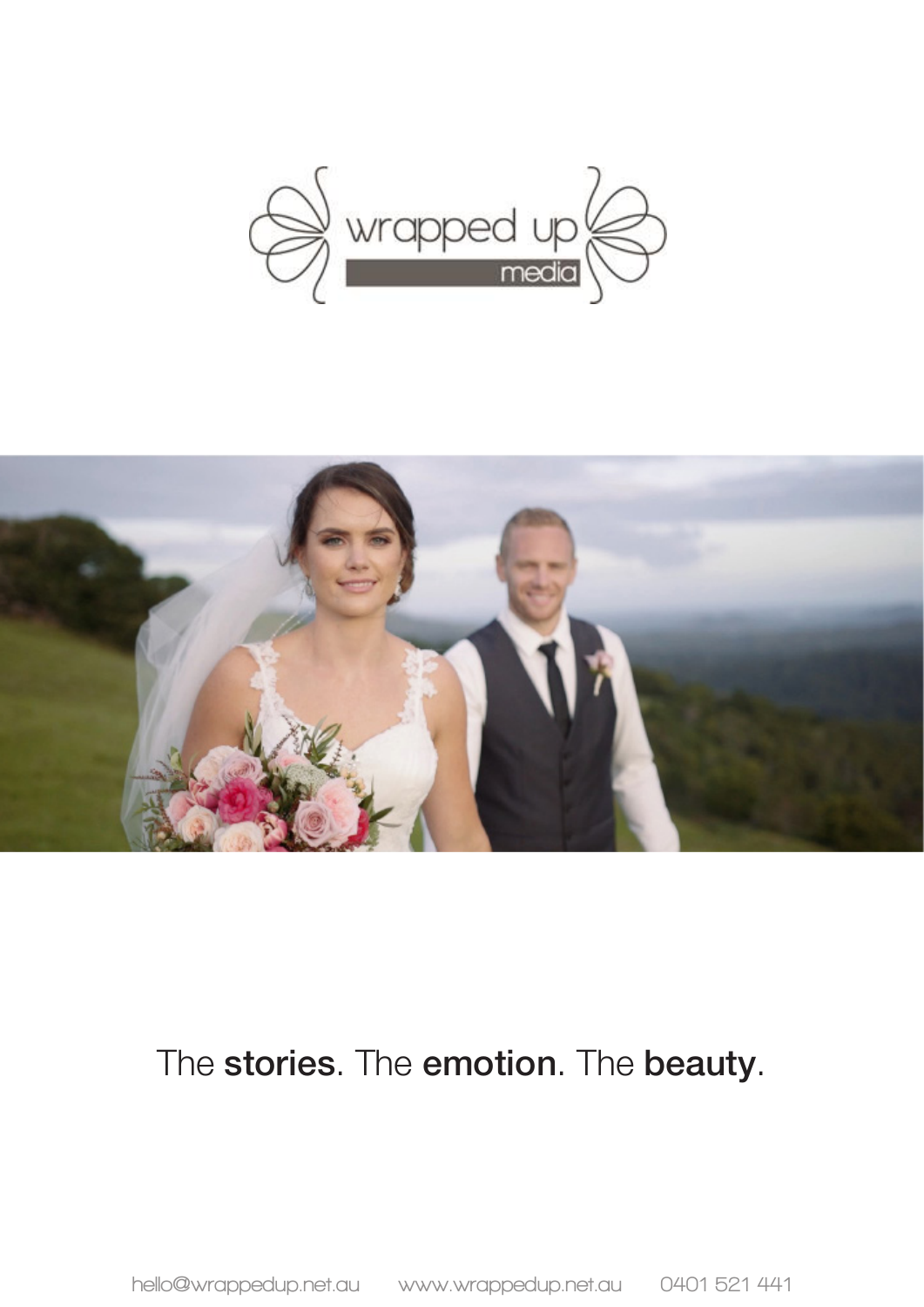wrapped up

media

The **stories**. The **emotion**. The **beauty**.

hello@wrappedup.net.au www.wrappedup.net.au 0401 521 441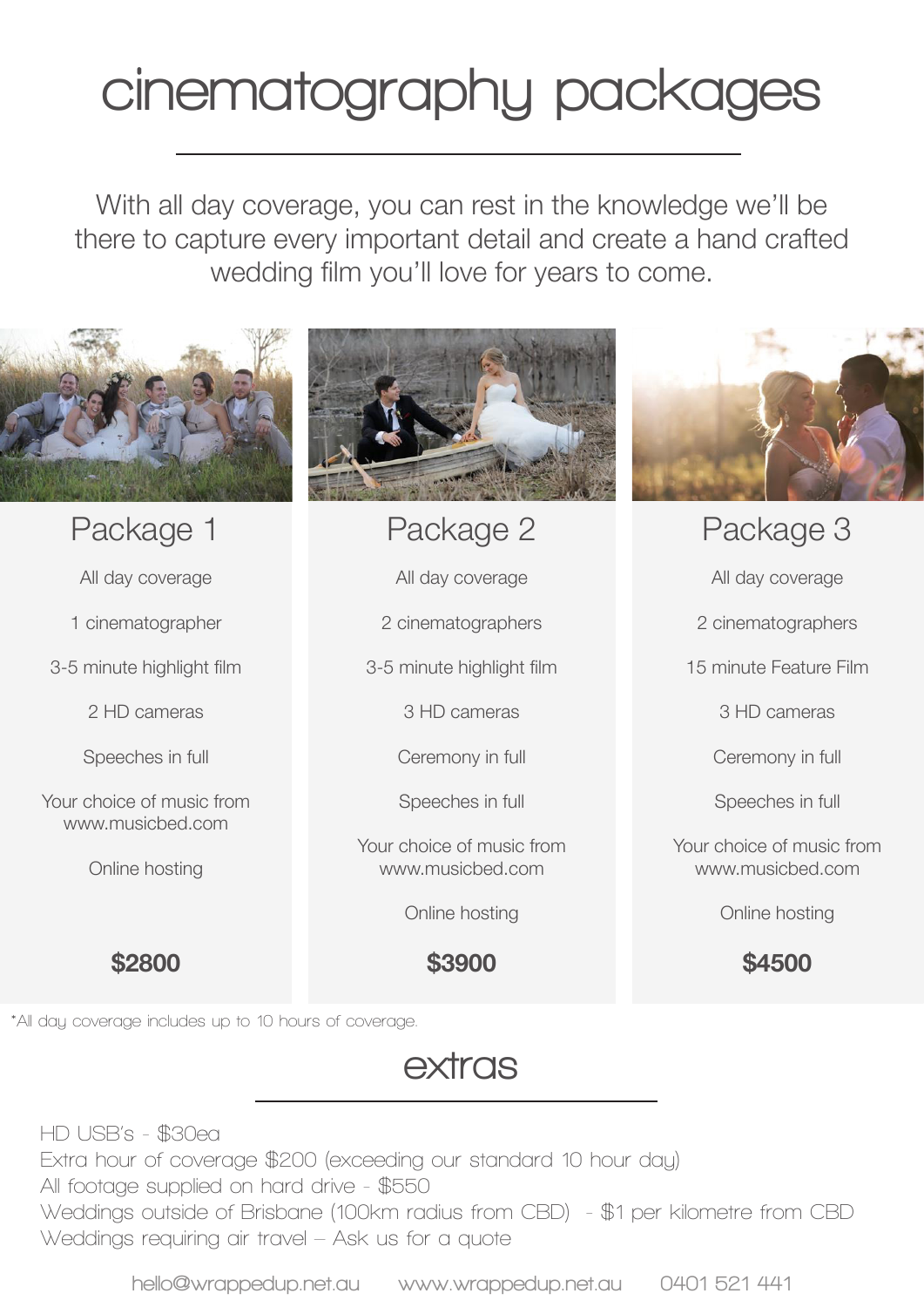# cinematography packages

With all day coverage, you can rest in the knowledge we'll be there to capture every important detail and create a hand crafted wedding film you'll love for years to come.

## Package 1

All day coverage

1 cinematographer

3-5 minute highlight film

2 HD cameras

Speeches in full

Your choice of music from www.musicbed.com

Online hosting

**$2800**

## Package 2

All day coverage

2 cinematographers

3-5 minute highlight film

3 HD cameras

Ceremony in full

Speeches in full

Your choice of music from www.musicbed.com

Online hosting

**$3900**

## Package 3

All day coverage

2 cinematographers

15 minute Feature Film

3 HD cameras

Ceremony in full

Speeches in full

Your choice of music from www.musicbed.com

Online hosting

**$4500**

*All day coverage includes up to 10 hours of coverage.

## extras

HD USB's - $30ea
Extra hour of coverage $200 (exceeding our standard 10 hour day)
All footage supplied on hard drive - $550
Weddings outside of Brisbane (100km radius from CBD) - $1 per kilometre from CBD
Weddings requiring air travel – Ask us for a quote

hello@wrappedup.net.au www.wrappedup.net.au 0401 521 441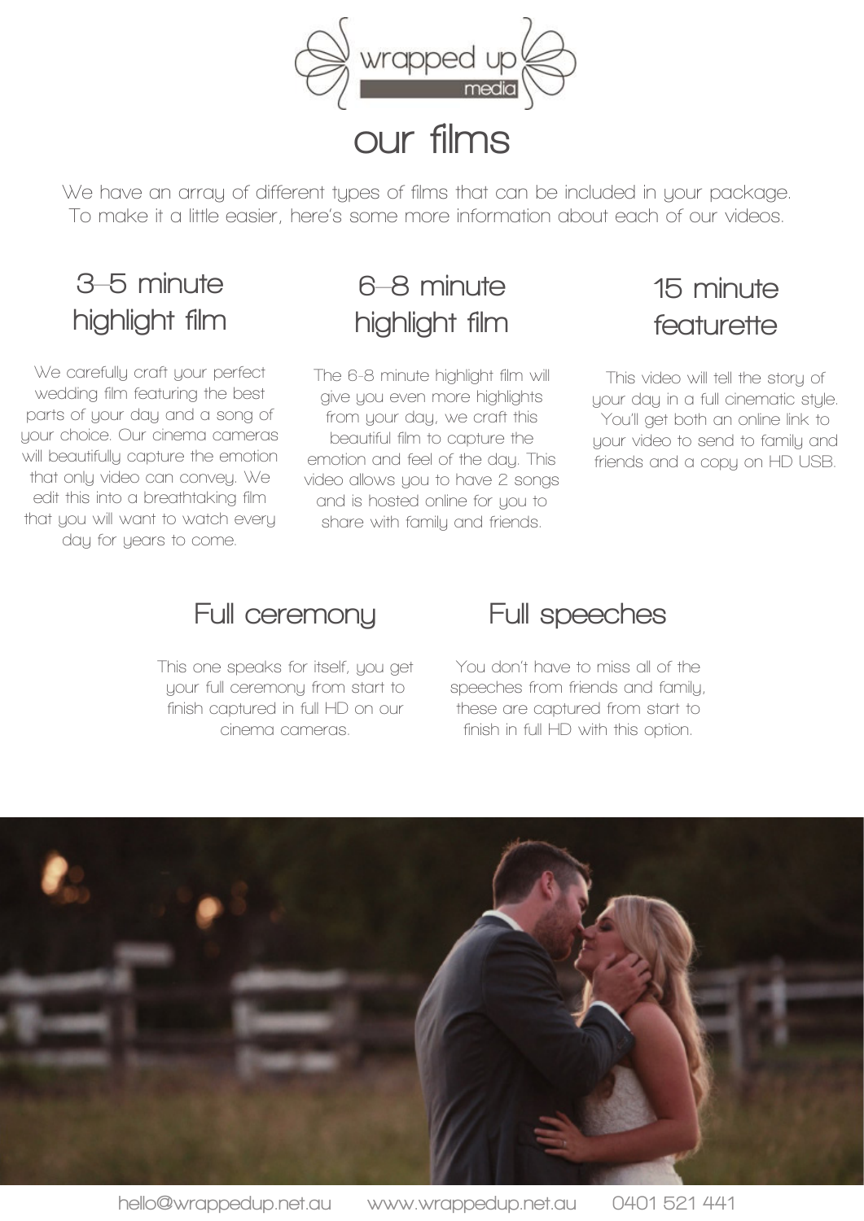wrapped up media

# our films

We have an array of different types of films that can be included in your package. To make it a little easier, here's some more information about each of our videos.

## 3–5 minute highlight film

We carefully craft your perfect wedding film featuring the best parts of your day and a song of your choice. Our cinema cameras will beautifully capture the emotion that only video can convey. We edit this into a breathtaking film that you will want to watch every day for years to come.

## 6–8 minute highlight film

The 6-8 minute highlight film will give you even more highlights from your day, we craft this beautiful film to capture the emotion and feel of the day. This video allows you to have 2 songs and is hosted online for you to share with family and friends.

## 15 minute featurette

This video will tell the story of your day in a full cinematic style. You'll get both an online link to your video to send to family and friends and a copy on HD USB.

## Full ceremony

This one speaks for itself, you get your full ceremony from start to finish captured in full HD on our cinema cameras.

## Full speeches

You don't have to miss all of the speeches from friends and family, these are captured from start to finish in full HD with this option.

hello@wrappedup.net.au www.wrappedup.net.au 0401 521 441